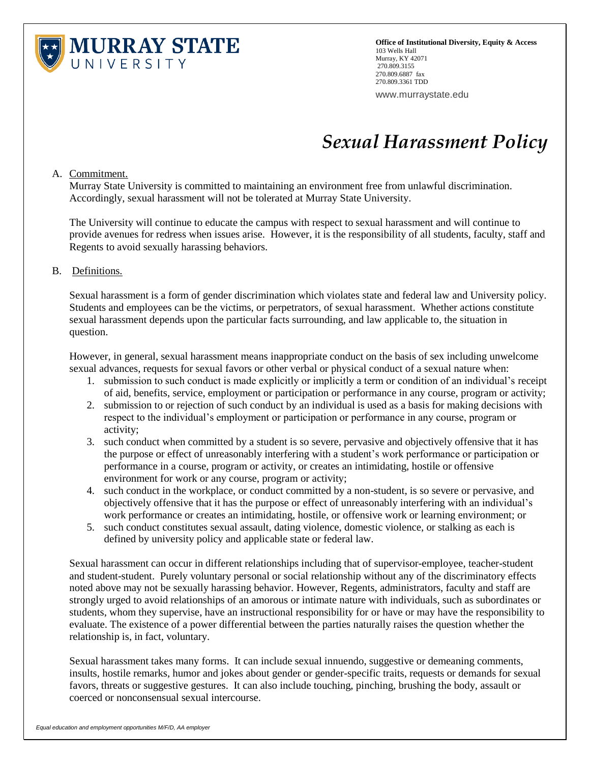**MURRAY STATE UNIVERSITY**

**Office of Institutional Diversity, Equity & Access**
103 Wells Hall
Murray, KY 42071
270.809.3155
270.809.6887 fax
270.809.3361 TDD

www.murraystate.edu

# *Sexual Harassment Policy*

A. Commitment.

Murray State University is committed to maintaining an environment free from unlawful discrimination. Accordingly, sexual harassment will not be tolerated at Murray State University.

The University will continue to educate the campus with respect to sexual harassment and will continue to provide avenues for redress when issues arise. However, it is the responsibility of all students, faculty, staff and Regents to avoid sexually harassing behaviors.

B. Definitions.

Sexual harassment is a form of gender discrimination which violates state and federal law and University policy. Students and employees can be the victims, or perpetrators, of sexual harassment. Whether actions constitute sexual harassment depends upon the particular facts surrounding, and law applicable to, the situation in question.

However, in general, sexual harassment means inappropriate conduct on the basis of sex including unwelcome sexual advances, requests for sexual favors or other verbal or physical conduct of a sexual nature when:

1. submission to such conduct is made explicitly or implicitly a term or condition of an individual's receipt of aid, benefits, service, employment or participation or performance in any course, program or activity;
2. submission to or rejection of such conduct by an individual is used as a basis for making decisions with respect to the individual's employment or participation or performance in any course, program or activity;
3. such conduct when committed by a student is so severe, pervasive and objectively offensive that it has the purpose or effect of unreasonably interfering with a student's work performance or participation or performance in a course, program or activity, or creates an intimidating, hostile or offensive environment for work or any course, program or activity;
4. such conduct in the workplace, or conduct committed by a non-student, is so severe or pervasive, and objectively offensive that it has the purpose or effect of unreasonably interfering with an individual's work performance or creates an intimidating, hostile, or offensive work or learning environment; or
5. such conduct constitutes sexual assault, dating violence, domestic violence, or stalking as each is defined by university policy and applicable state or federal law.

Sexual harassment can occur in different relationships including that of supervisor-employee, teacher-student and student-student. Purely voluntary personal or social relationship without any of the discriminatory effects noted above may not be sexually harassing behavior. However, Regents, administrators, faculty and staff are strongly urged to avoid relationships of an amorous or intimate nature with individuals, such as subordinates or students, whom they supervise, have an instructional responsibility for or have or may have the responsibility to evaluate. The existence of a power differential between the parties naturally raises the question whether the relationship is, in fact, voluntary.

Sexual harassment takes many forms. It can include sexual innuendo, suggestive or demeaning comments, insults, hostile remarks, humor and jokes about gender or gender-specific traits, requests or demands for sexual favors, threats or suggestive gestures. It can also include touching, pinching, brushing the body, assault or coerced or nonconsensual sexual intercourse.

*Equal education and employment opportunities M/F/D, AA employer*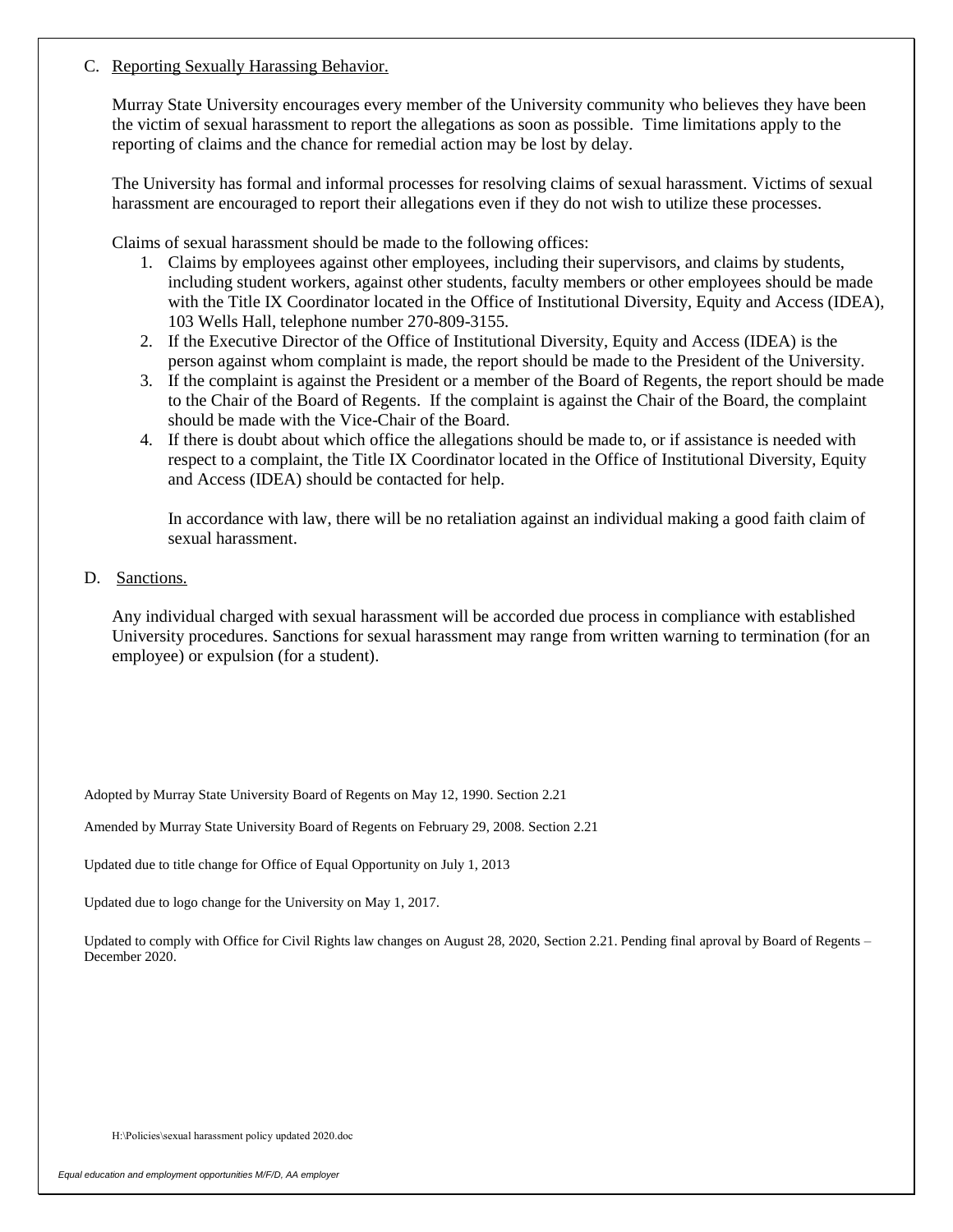C. Reporting Sexually Harassing Behavior.

Murray State University encourages every member of the University community who believes they have been the victim of sexual harassment to report the allegations as soon as possible. Time limitations apply to the reporting of claims and the chance for remedial action may be lost by delay.

The University has formal and informal processes for resolving claims of sexual harassment. Victims of sexual harassment are encouraged to report their allegations even if they do not wish to utilize these processes.

Claims of sexual harassment should be made to the following offices:

1. Claims by employees against other employees, including their supervisors, and claims by students, including student workers, against other students, faculty members or other employees should be made with the Title IX Coordinator located in the Office of Institutional Diversity, Equity and Access (IDEA), 103 Wells Hall, telephone number 270-809-3155.
2. If the Executive Director of the Office of Institutional Diversity, Equity and Access (IDEA) is the person against whom complaint is made, the report should be made to the President of the University.
3. If the complaint is against the President or a member of the Board of Regents, the report should be made to the Chair of the Board of Regents. If the complaint is against the Chair of the Board, the complaint should be made with the Vice-Chair of the Board.
4. If there is doubt about which office the allegations should be made to, or if assistance is needed with respect to a complaint, the Title IX Coordinator located in the Office of Institutional Diversity, Equity and Access (IDEA) should be contacted for help.

   In accordance with law, there will be no retaliation against an individual making a good faith claim of sexual harassment.

D. Sanctions.

Any individual charged with sexual harassment will be accorded due process in compliance with established University procedures. Sanctions for sexual harassment may range from written warning to termination (for an employee) or expulsion (for a student).

Adopted by Murray State University Board of Regents on May 12, 1990. Section 2.21

Amended by Murray State University Board of Regents on February 29, 2008. Section 2.21

Updated due to title change for Office of Equal Opportunity on July 1, 2013

Updated due to logo change for the University on May 1, 2017.

Updated to comply with Office for Civil Rights law changes on August 28, 2020, Section 2.21. Pending final aproval by Board of Regents – December 2020.

H:\Policies\sexual harassment policy updated 2020.doc

*Equal education and employment opportunities M/F/D, AA employer*